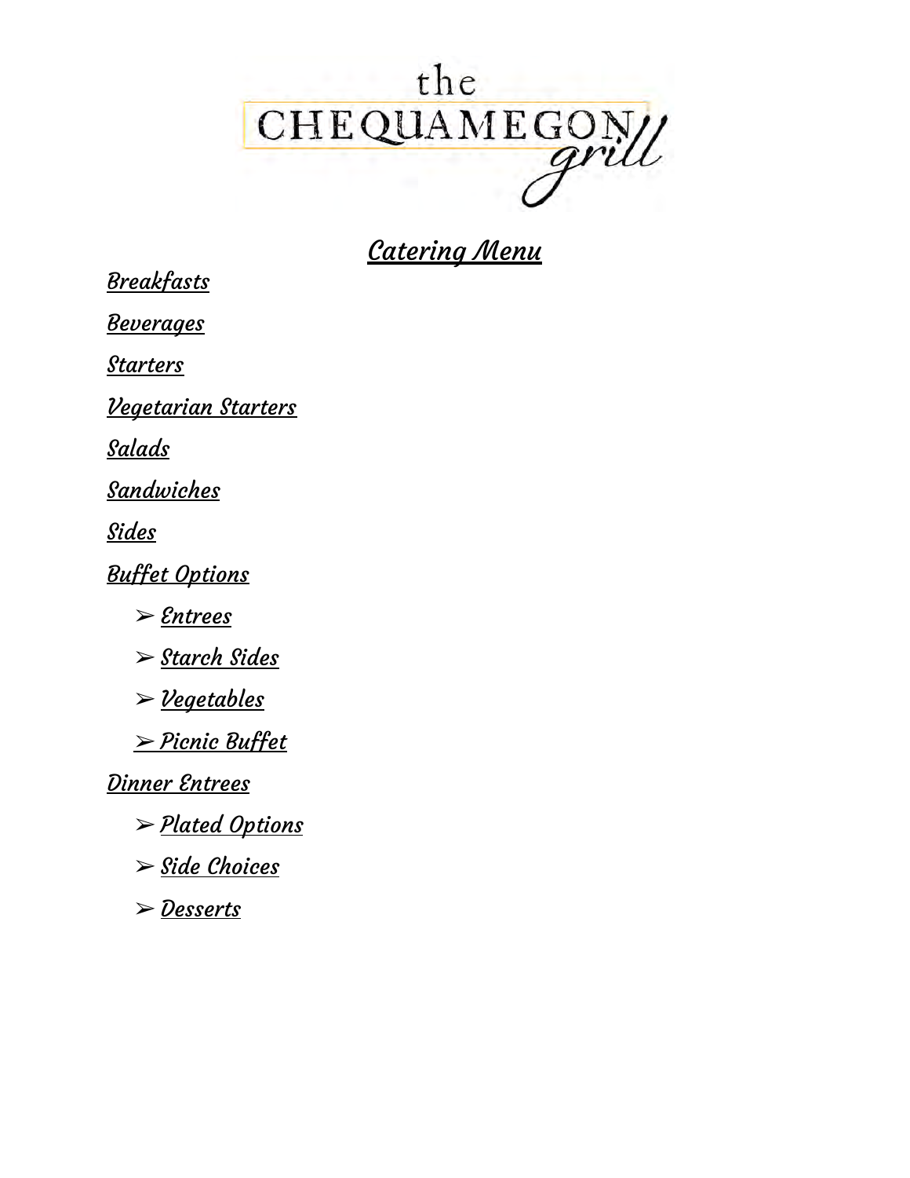the CHEQUAMEGON grill

# Catering Menu

Breakfasts

Beverages

Starters

Vegetarian Starters

Salads

Sandwiches

Sides

Buffet Options

- Entrees
- Starch Sides
- Vegetables
- Picnic Buffet

Dinner Entrees

- Plated Options
- Side Choices
- Desserts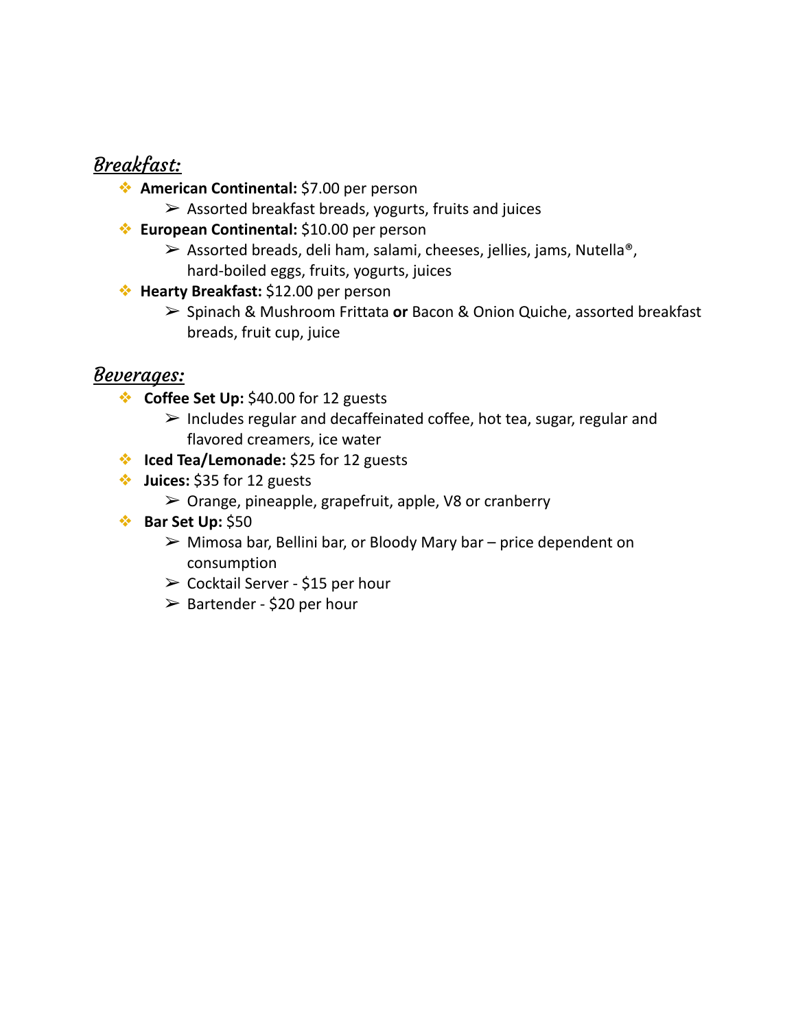## *Breakfast:*

- **American Continental:** $7.00 per person
  - Assorted breakfast breads, yogurts, fruits and juices
- **European Continental:** $10.00 per person
  - Assorted breads, deli ham, salami, cheeses, jellies, jams, Nutella®, hard-boiled eggs, fruits, yogurts, juices
- **Hearty Breakfast:** $12.00 per person
  - Spinach & Mushroom Frittata **or** Bacon & Onion Quiche, assorted breakfast breads, fruit cup, juice

## *Beverages:*

- **Coffee Set Up:** $40.00 for 12 guests
  - Includes regular and decaffeinated coffee, hot tea, sugar, regular and flavored creamers, ice water
- **Iced Tea/Lemonade:** $25 for 12 guests
- **Juices:** $35 for 12 guests
  - Orange, pineapple, grapefruit, apple, V8 or cranberry
- **Bar Set Up:** $50
  - Mimosa bar, Bellini bar, or Bloody Mary bar – price dependent on consumption
  - Cocktail Server - $15 per hour
  - Bartender - $20 per hour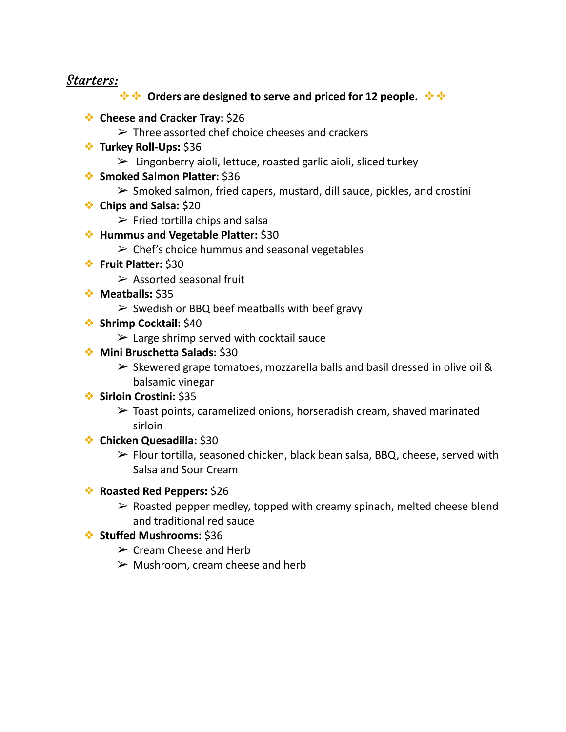## ***Starters:***

**Orders are designed to serve and priced for 12 people.**

- **Cheese and Cracker Tray:** $26
  - Three assorted chef choice cheeses and crackers
- **Turkey Roll-Ups:** $36
  - Lingonberry aioli, lettuce, roasted garlic aioli, sliced turkey
- **Smoked Salmon Platter:** $36
  - Smoked salmon, fried capers, mustard, dill sauce, pickles, and crostini
- **Chips and Salsa:** $20
  - Fried tortilla chips and salsa
- **Hummus and Vegetable Platter:** $30
  - Chef's choice hummus and seasonal vegetables
- **Fruit Platter:** $30
  - Assorted seasonal fruit
- **Meatballs:** $35
  - Swedish or BBQ beef meatballs with beef gravy
- **Shrimp Cocktail:** $40
  - Large shrimp served with cocktail sauce
- **Mini Bruschetta Salads:** $30
  - Skewered grape tomatoes, mozzarella balls and basil dressed in olive oil & balsamic vinegar
- **Sirloin Crostini:** $35
  - Toast points, caramelized onions, horseradish cream, shaved marinated sirloin
- **Chicken Quesadilla:** $30
  - Flour tortilla, seasoned chicken, black bean salsa, BBQ, cheese, served with Salsa and Sour Cream
- **Roasted Red Peppers:** $26
  - Roasted pepper medley, topped with creamy spinach, melted cheese blend and traditional red sauce
- **Stuffed Mushrooms:** $36
  - Cream Cheese and Herb
  - Mushroom, cream cheese and herb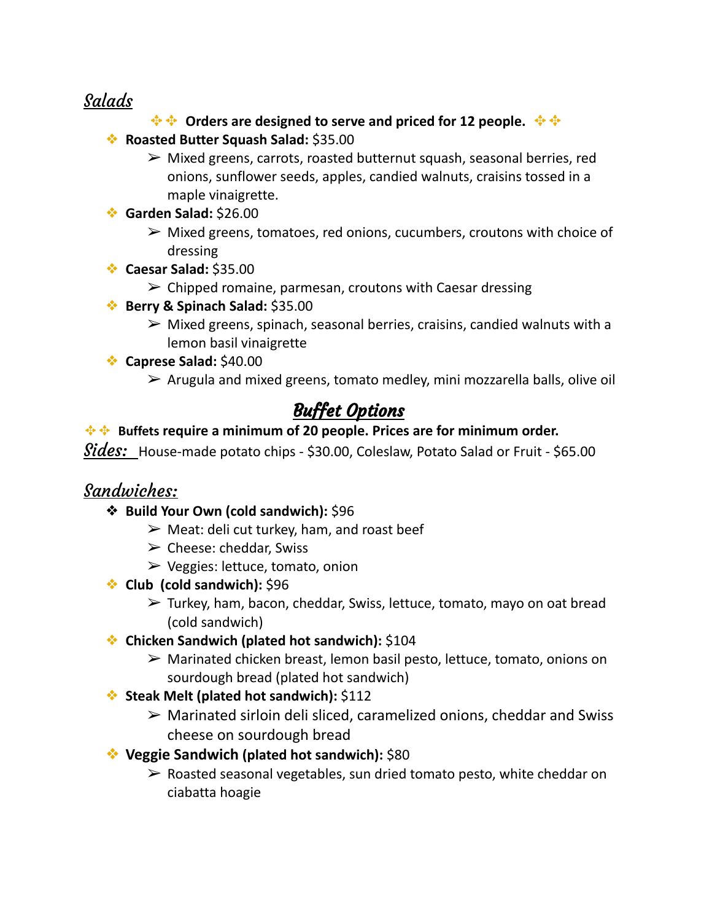## *Salads*

**Orders are designed to serve and priced for 12 people.**

- **Roasted Butter Squash Salad:** $35.00
  - Mixed greens, carrots, roasted butternut squash, seasonal berries, red onions, sunflower seeds, apples, candied walnuts, craisins tossed in a maple vinaigrette.
- **Garden Salad:** $26.00
  - Mixed greens, tomatoes, red onions, cucumbers, croutons with choice of dressing
- **Caesar Salad:** $35.00
  - Chipped romaine, parmesan, croutons with Caesar dressing
- **Berry & Spinach Salad:** $35.00
  - Mixed greens, spinach, seasonal berries, craisins, candied walnuts with a lemon basil vinaigrette
- **Caprese Salad:** $40.00
  - Arugula and mixed greens, tomato medley, mini mozzarella balls, olive oil

## *Buffet Options*

**Buffets require a minimum of 20 people. Prices are for minimum order.**

***Sides:*** House-made potato chips - $30.00, Coleslaw, Potato Salad or Fruit - $65.00

### *Sandwiches:*

- **Build Your Own (cold sandwich):** $96
  - Meat: deli cut turkey, ham, and roast beef
  - Cheese: cheddar, Swiss
  - Veggies: lettuce, tomato, onion
- **Club (cold sandwich):** $96
  - Turkey, ham, bacon, cheddar, Swiss, lettuce, tomato, mayo on oat bread (cold sandwich)
- **Chicken Sandwich (plated hot sandwich):** $104
  - Marinated chicken breast, lemon basil pesto, lettuce, tomato, onions on sourdough bread (plated hot sandwich)
- **Steak Melt (plated hot sandwich):** $112
  - Marinated sirloin deli sliced, caramelized onions, cheddar and Swiss cheese on sourdough bread
- **Veggie Sandwich (plated hot sandwich):** $80
  - Roasted seasonal vegetables, sun dried tomato pesto, white cheddar on ciabatta hoagie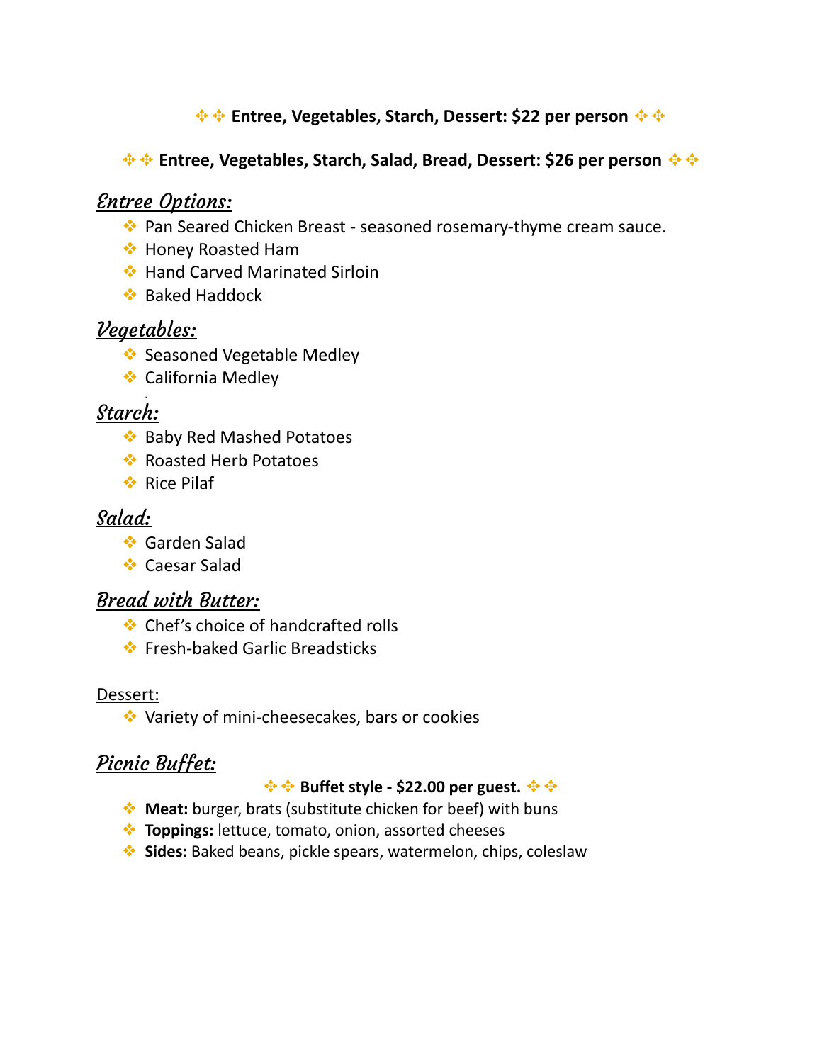**Entree, Vegetables, Starch, Dessert: $22 per person**

**Entree, Vegetables, Starch, Salad, Bread, Dessert: $26 per person**

## *Entree Options:*

- Pan Seared Chicken Breast - seasoned rosemary-thyme cream sauce.
- Honey Roasted Ham
- Hand Carved Marinated Sirloin
- Baked Haddock

## *Vegetables:*

- Seasoned Vegetable Medley
- California Medley

## *Starch:*

- Baby Red Mashed Potatoes
- Roasted Herb Potatoes
- Rice Pilaf

## *Salad:*

- Garden Salad
- Caesar Salad

## *Bread with Butter:*

- Chef's choice of handcrafted rolls
- Fresh-baked Garlic Breadsticks

Dessert:

- Variety of mini-cheesecakes, bars or cookies

## *Picnic Buffet:*

**Buffet style - $22.00 per guest.**

- **Meat:** burger, brats (substitute chicken for beef) with buns
- **Toppings:** lettuce, tomato, onion, assorted cheeses
- **Sides:** Baked beans, pickle spears, watermelon, chips, coleslaw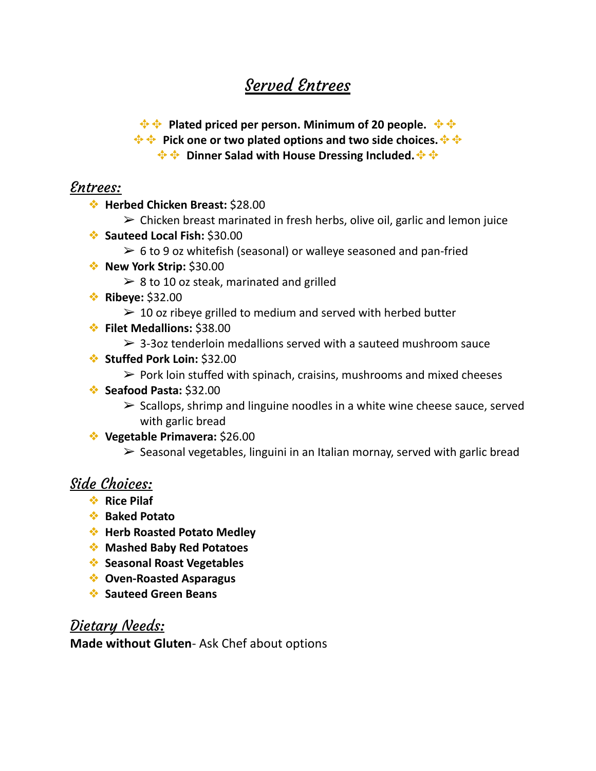# Served Entrees

**Plated priced per person. Minimum of 20 people.**

**Pick one or two plated options and two side choices.**

**Dinner Salad with House Dressing Included.**

## Entrees:

- **Herbed Chicken Breast:** $28.00
  - Chicken breast marinated in fresh herbs, olive oil, garlic and lemon juice
- **Sauteed Local Fish:** $30.00
  - 6 to 9 oz whitefish (seasonal) or walleye seasoned and pan-fried
- **New York Strip:** $30.00
  - 8 to 10 oz steak, marinated and grilled
- **Ribeye:** $32.00
  - 10 oz ribeye grilled to medium and served with herbed butter
- **Filet Medallions:** $38.00
  - 3-3oz tenderloin medallions served with a sauteed mushroom sauce
- **Stuffed Pork Loin:** $32.00
  - Pork loin stuffed with spinach, craisins, mushrooms and mixed cheeses
- **Seafood Pasta:** $32.00
  - Scallops, shrimp and linguine noodles in a white wine cheese sauce, served with garlic bread
- **Vegetable Primavera:** $26.00
  - Seasonal vegetables, linguini in an Italian mornay, served with garlic bread

## Side Choices:

- **Rice Pilaf**
- **Baked Potato**
- **Herb Roasted Potato Medley**
- **Mashed Baby Red Potatoes**
- **Seasonal Roast Vegetables**
- **Oven-Roasted Asparagus**
- **Sauteed Green Beans**

## Dietary Needs:

**Made without Gluten**- Ask Chef about options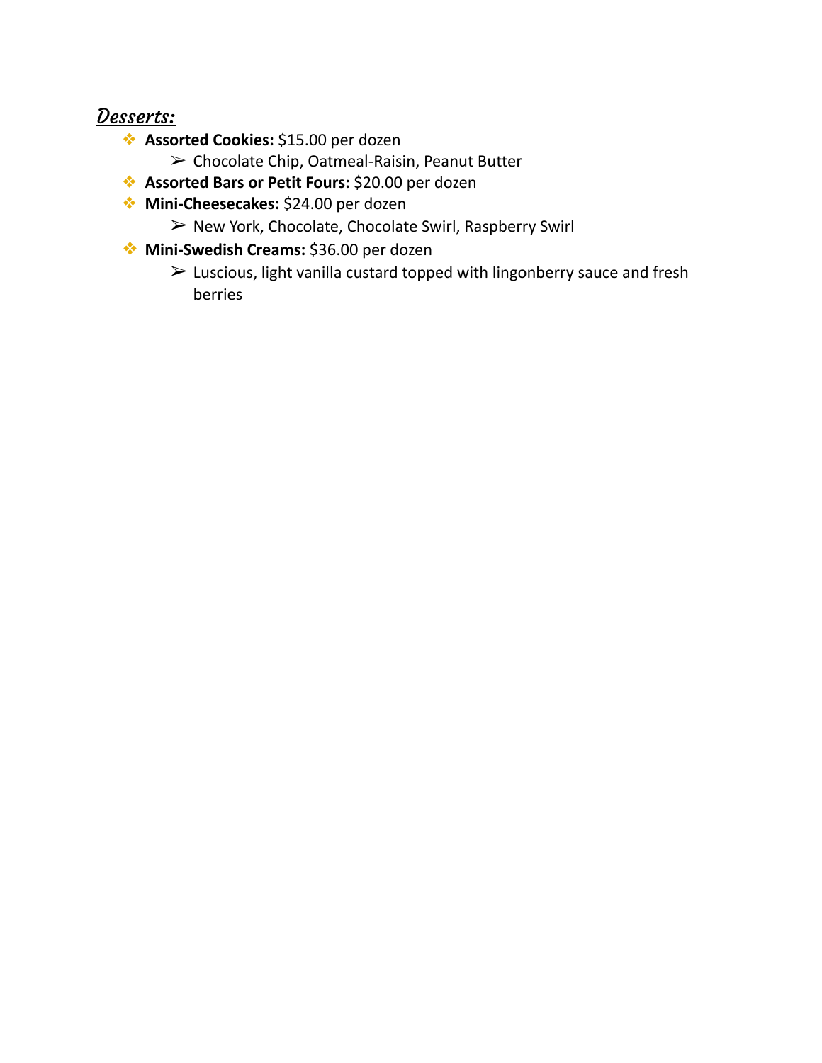## ***Desserts:***

- **Assorted Cookies:** $15.00 per dozen
  - Chocolate Chip, Oatmeal-Raisin, Peanut Butter
- **Assorted Bars or Petit Fours:** $20.00 per dozen
- **Mini-Cheesecakes:** $24.00 per dozen
  - New York, Chocolate, Chocolate Swirl, Raspberry Swirl
- **Mini-Swedish Creams:** $36.00 per dozen
  - Luscious, light vanilla custard topped with lingonberry sauce and fresh berries